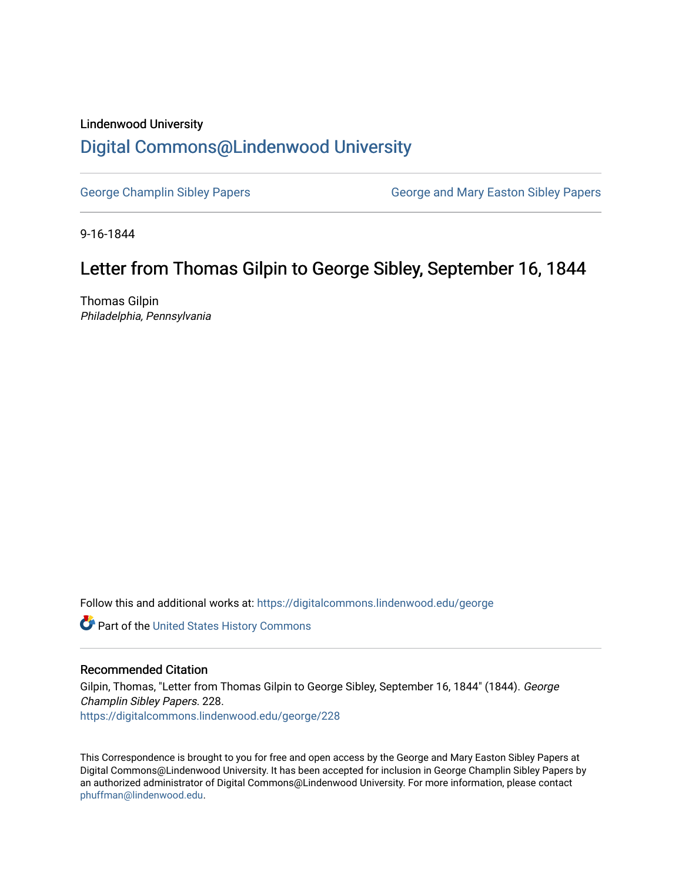Lindenwood University

# Digital Commons@Lindenwood University

George Champlin Sibley Papers | George and Mary Easton Sibley Papers

9-16-1844

## Letter from Thomas Gilpin to George Sibley, September 16, 1844

Thomas Gilpin
*Philadelphia, Pennsylvania*

Follow this and additional works at: https://digitalcommons.lindenwood.edu/george

Part of the United States History Commons

### Recommended Citation

Gilpin, Thomas, "Letter from Thomas Gilpin to George Sibley, September 16, 1844" (1844). *George Champlin Sibley Papers*. 228.
https://digitalcommons.lindenwood.edu/george/228

This Correspondence is brought to you for free and open access by the George and Mary Easton Sibley Papers at Digital Commons@Lindenwood University. It has been accepted for inclusion in George Champlin Sibley Papers by an authorized administrator of Digital Commons@Lindenwood University. For more information, please contact phuffman@lindenwood.edu.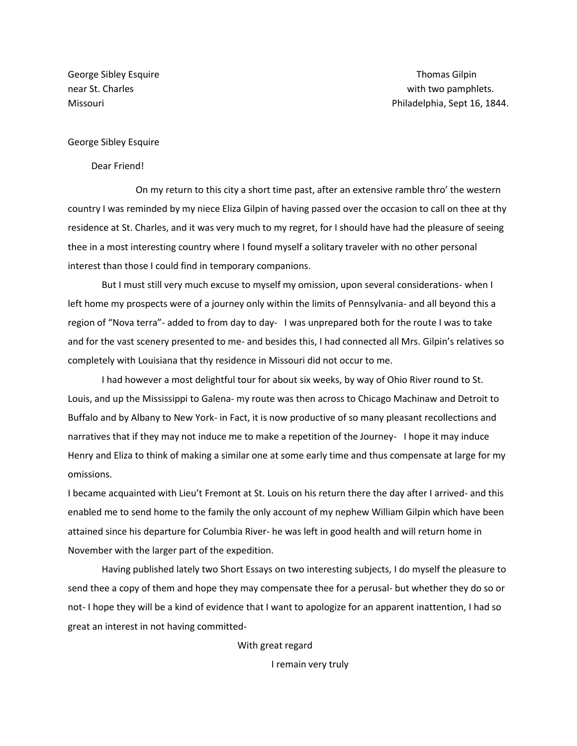George Sibley Esquire  
near St. Charles  
Missouri

Thomas Gilpin  
with two pamphlets.  
Philadelphia, Sept 16, 1844.

George Sibley Esquire

Dear Friend!

On my return to this city a short time past, after an extensive ramble thro' the western country I was reminded by my niece Eliza Gilpin of having passed over the occasion to call on thee at thy residence at St. Charles, and it was very much to my regret, for I should have had the pleasure of seeing thee in a most interesting country where I found myself a solitary traveler with no other personal interest than those I could find in temporary companions.

But I must still very much excuse to myself my omission, upon several considerations- when I left home my prospects were of a journey only within the limits of Pennsylvania- and all beyond this a region of "Nova terra"- added to from day to day- I was unprepared both for the route I was to take and for the vast scenery presented to me- and besides this, I had connected all Mrs. Gilpin's relatives so completely with Louisiana that thy residence in Missouri did not occur to me.

I had however a most delightful tour for about six weeks, by way of Ohio River round to St. Louis, and up the Mississippi to Galena- my route was then across to Chicago Machinaw and Detroit to Buffalo and by Albany to New York- in Fact, it is now productive of so many pleasant recollections and narratives that if they may not induce me to make a repetition of the Journey- I hope it may induce Henry and Eliza to think of making a similar one at some early time and thus compensate at large for my omissions.

I became acquainted with Lieu't Fremont at St. Louis on his return there the day after I arrived- and this enabled me to send home to the family the only account of my nephew William Gilpin which have been attained since his departure for Columbia River- he was left in good health and will return home in November with the larger part of the expedition.

Having published lately two Short Essays on two interesting subjects, I do myself the pleasure to send thee a copy of them and hope they may compensate thee for a perusal- but whether they do so or not- I hope they will be a kind of evidence that I want to apologize for an apparent inattention, I had so great an interest in not having committed-

With great regard

I remain very truly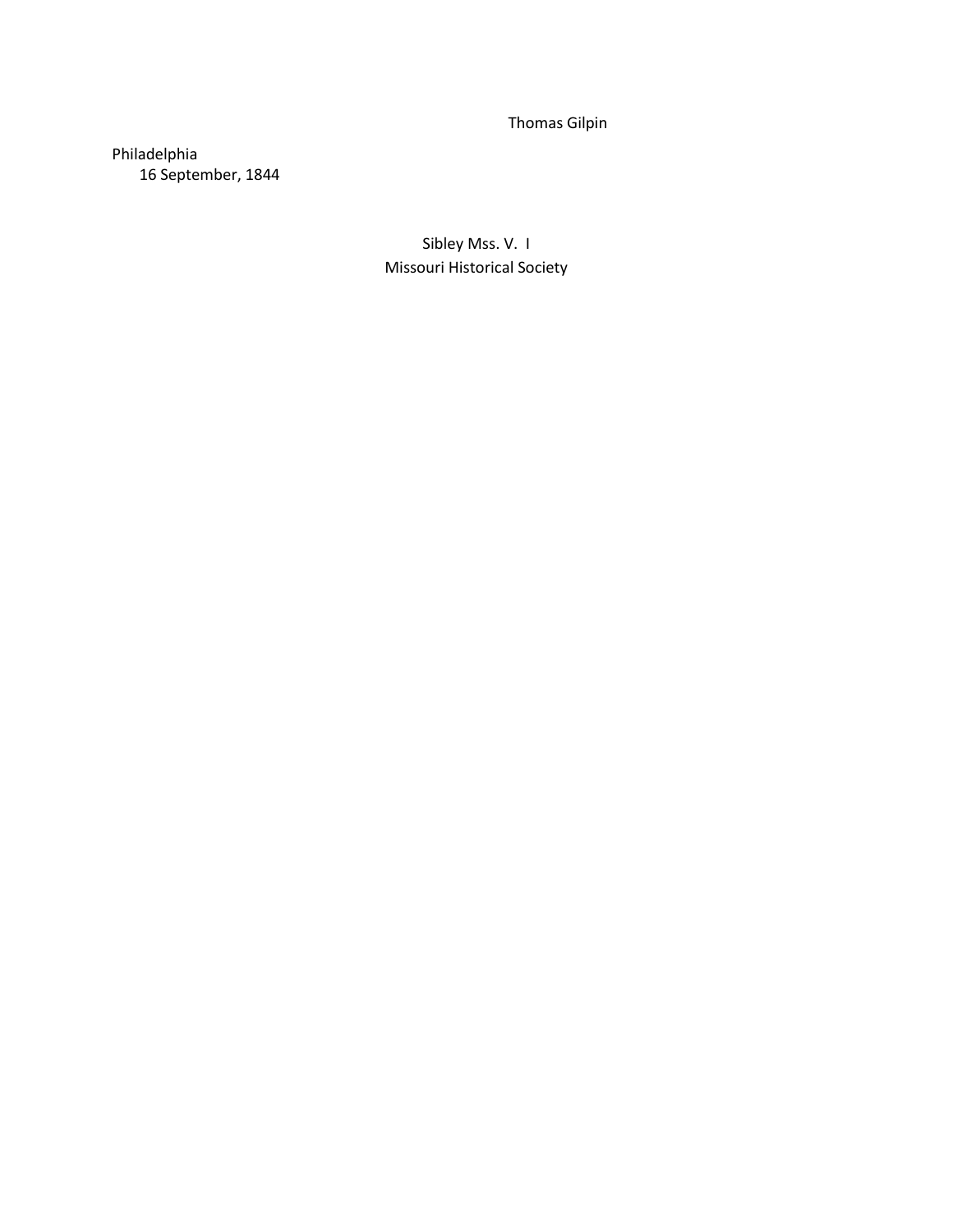Thomas Gilpin

Philadelphia
16 September, 1844

Sibley Mss. V. I
Missouri Historical Society